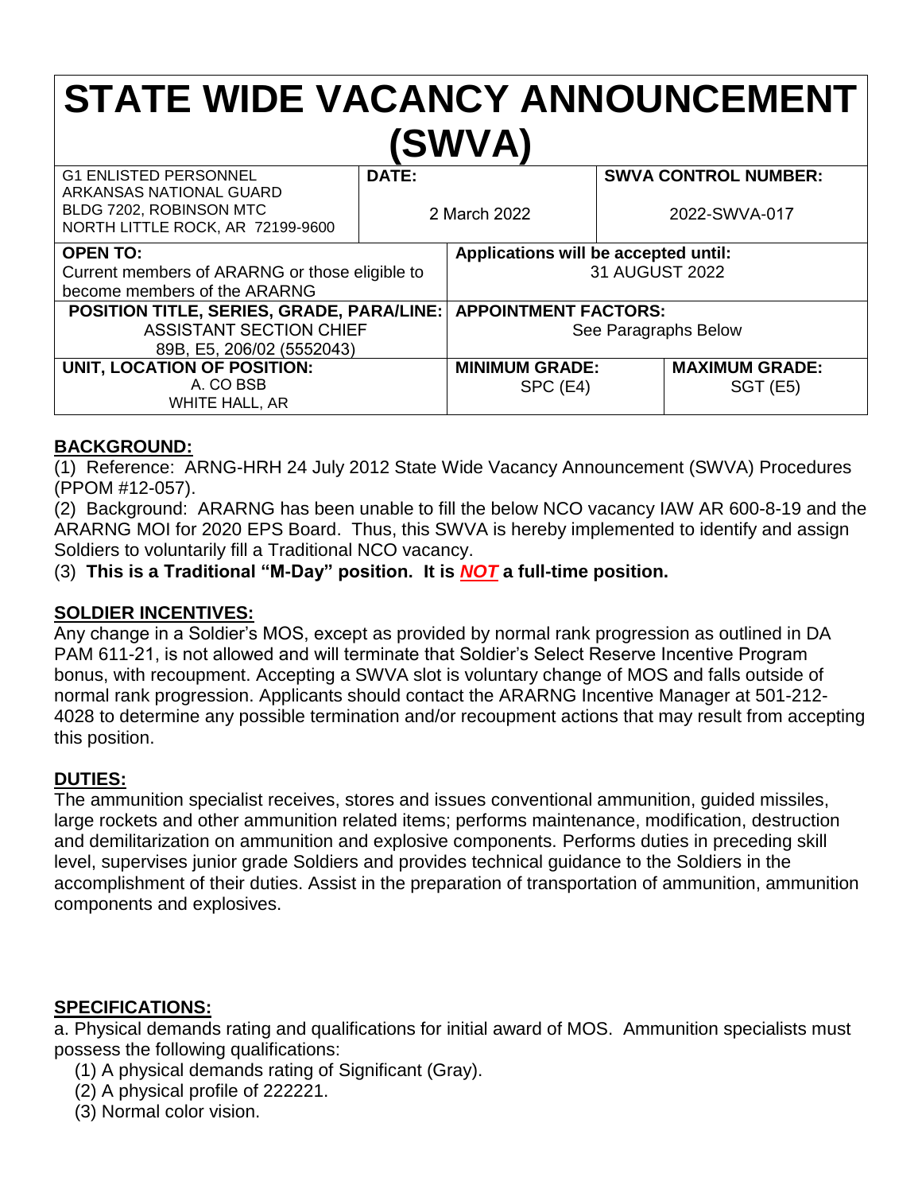# STATE WIDE VACANCY ANNOUNCEMENT (SWVA)

| G1 ENLISTED PERSONNEL<br>ARKANSAS NATIONAL GUARD<br>BLDG 7202, ROBINSON MTC<br>NORTH LITTLE ROCK, AR 72199-9600 | **DATE:**<br>2 March 2022 | **SWVA CONTROL NUMBER:**<br>2022-SWVA-017 |
|---|---|---|

| **OPEN TO:**<br>Current members of ARARNG or those eligible to become members of the ARARNG | **Applications will be accepted until:**<br>31 AUGUST 2022 | |
|---|---|---|
| **POSITION TITLE, SERIES, GRADE, PARA/LINE:**<br>ASSISTANT SECTION CHIEF<br>89B, E5, 206/02 (5552043) | **APPOINTMENT FACTORS:**<br>See Paragraphs Below | |
| **UNIT, LOCATION OF POSITION:**<br>A. CO BSB<br>WHITE HALL, AR | **MINIMUM GRADE:**<br>SPC (E4) | **MAXIMUM GRADE:**<br>SGT (E5) |

## BACKGROUND:

(1) Reference: ARNG-HRH 24 July 2012 State Wide Vacancy Announcement (SWVA) Procedures (PPOM #12-057).

(2) Background: ARARNG has been unable to fill the below NCO vacancy IAW AR 600-8-19 and the ARARNG MOI for 2020 EPS Board. Thus, this SWVA is hereby implemented to identify and assign Soldiers to voluntarily fill a Traditional NCO vacancy.

(3) **This is a Traditional "M-Day" position. It is *NOT* a full-time position.**

## SOLDIER INCENTIVES:

Any change in a Soldier's MOS, except as provided by normal rank progression as outlined in DA PAM 611-21, is not allowed and will terminate that Soldier's Select Reserve Incentive Program bonus, with recoupment. Accepting a SWVA slot is voluntary change of MOS and falls outside of normal rank progression. Applicants should contact the ARARNG Incentive Manager at 501-212-4028 to determine any possible termination and/or recoupment actions that may result from accepting this position.

## DUTIES:

The ammunition specialist receives, stores and issues conventional ammunition, guided missiles, large rockets and other ammunition related items; performs maintenance, modification, destruction and demilitarization on ammunition and explosive components. Performs duties in preceding skill level, supervises junior grade Soldiers and provides technical guidance to the Soldiers in the accomplishment of their duties. Assist in the preparation of transportation of ammunition, ammunition components and explosives.

## SPECIFICATIONS:

a. Physical demands rating and qualifications for initial award of MOS. Ammunition specialists must possess the following qualifications:

(1) A physical demands rating of Significant (Gray).
(2) A physical profile of 222221.
(3) Normal color vision.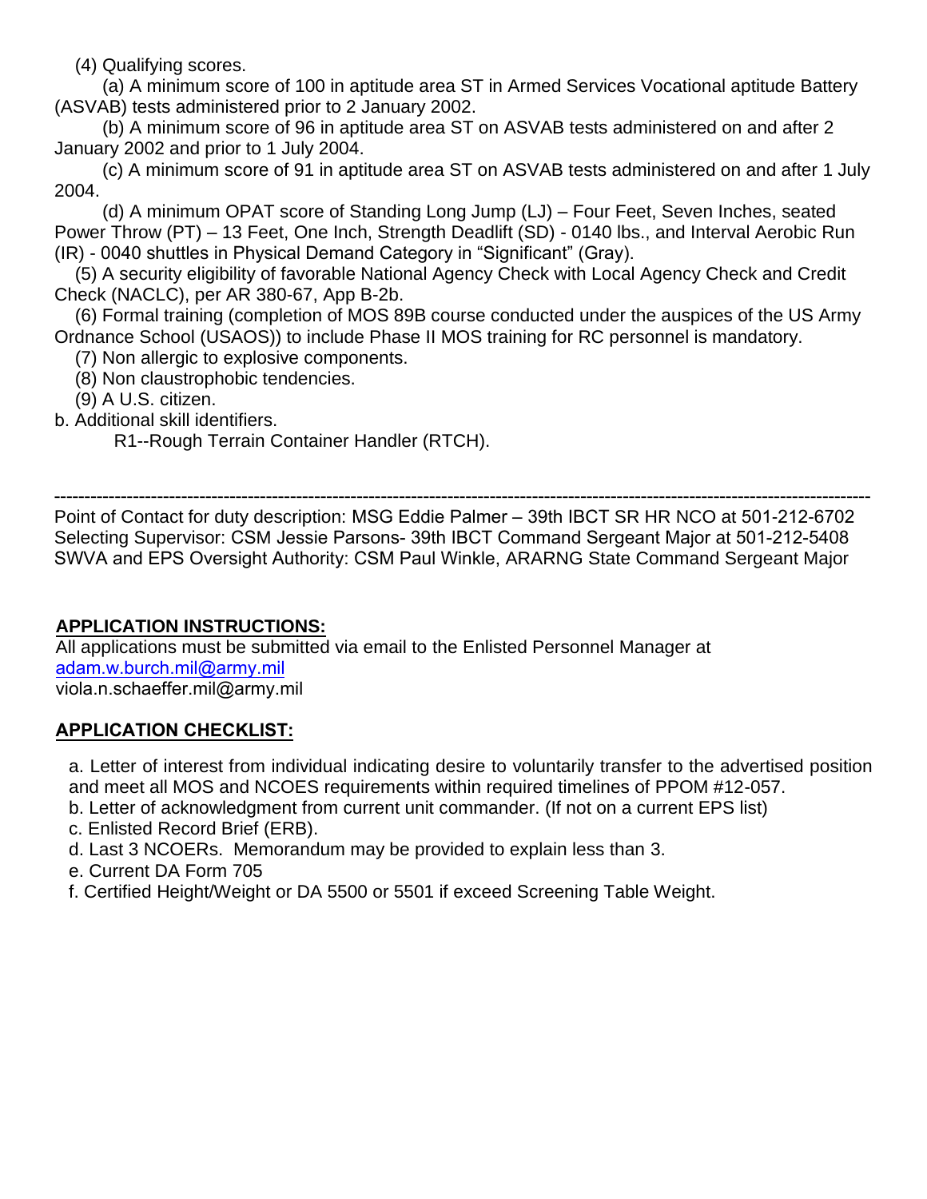(4) Qualifying scores.

(a) A minimum score of 100 in aptitude area ST in Armed Services Vocational aptitude Battery (ASVAB) tests administered prior to 2 January 2002.

(b) A minimum score of 96 in aptitude area ST on ASVAB tests administered on and after 2 January 2002 and prior to 1 July 2004.

(c) A minimum score of 91 in aptitude area ST on ASVAB tests administered on and after 1 July 2004.

(d) A minimum OPAT score of Standing Long Jump (LJ) – Four Feet, Seven Inches, seated Power Throw (PT) – 13 Feet, One Inch, Strength Deadlift (SD) - 0140 lbs., and Interval Aerobic Run (IR) - 0040 shuttles in Physical Demand Category in "Significant" (Gray).

(5) A security eligibility of favorable National Agency Check with Local Agency Check and Credit Check (NACLC), per AR 380-67, App B-2b.

(6) Formal training (completion of MOS 89B course conducted under the auspices of the US Army Ordnance School (USAOS)) to include Phase II MOS training for RC personnel is mandatory.

(7) Non allergic to explosive components.

(8) Non claustrophobic tendencies.

(9) A U.S. citizen.

b. Additional skill identifiers.

R1--Rough Terrain Container Handler (RTCH).

---

Point of Contact for duty description: MSG Eddie Palmer – 39th IBCT SR HR NCO at 501-212-6702
Selecting Supervisor: CSM Jessie Parsons- 39th IBCT Command Sergeant Major at 501-212-5408
SWVA and EPS Oversight Authority: CSM Paul Winkle, ARARNG State Command Sergeant Major

**APPLICATION INSTRUCTIONS:**

All applications must be submitted via email to the Enlisted Personnel Manager at
adam.w.burch.mil@army.mil
viola.n.schaeffer.mil@army.mil

**APPLICATION CHECKLIST:**

a. Letter of interest from individual indicating desire to voluntarily transfer to the advertised position and meet all MOS and NCOES requirements within required timelines of PPOM #12-057.
b. Letter of acknowledgment from current unit commander. (If not on a current EPS list)
c. Enlisted Record Brief (ERB).
d. Last 3 NCOERs. Memorandum may be provided to explain less than 3.
e. Current DA Form 705
f. Certified Height/Weight or DA 5500 or 5501 if exceed Screening Table Weight.